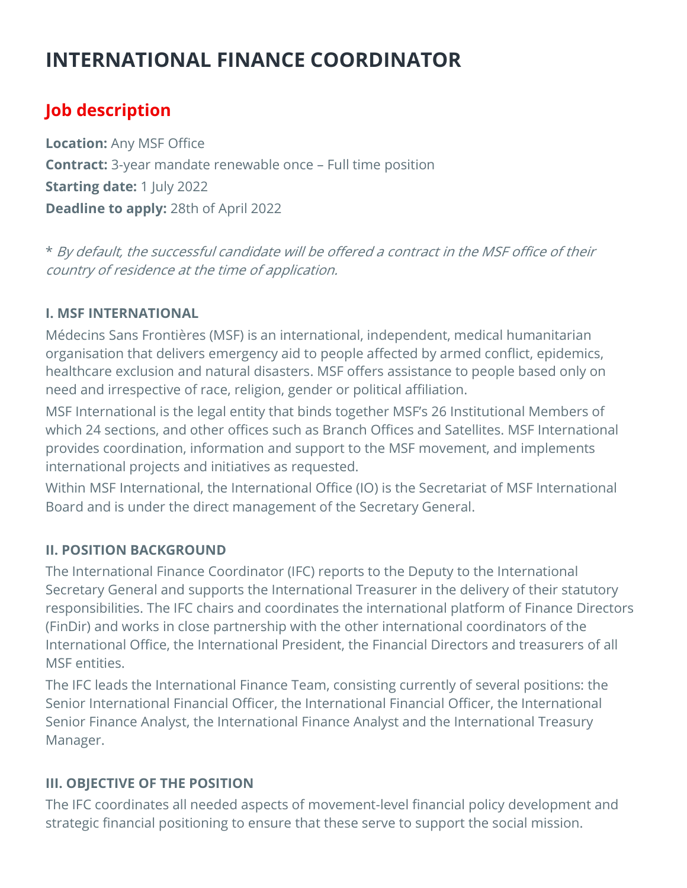# INTERNATIONAL FINANCE COORDINATOR

## Job description

**Location:** Any MSF Office
**Contract:** 3-year mandate renewable once – Full time position
**Starting date:** 1 July 2022
**Deadline to apply:** 28th of April 2022

\* *By default, the successful candidate will be offered a contract in the MSF office of their country of residence at the time of application.*

### I. MSF INTERNATIONAL

Médecins Sans Frontières (MSF) is an international, independent, medical humanitarian organisation that delivers emergency aid to people affected by armed conflict, epidemics, healthcare exclusion and natural disasters. MSF offers assistance to people based only on need and irrespective of race, religion, gender or political affiliation.

MSF International is the legal entity that binds together MSF's 26 Institutional Members of which 24 sections, and other offices such as Branch Offices and Satellites. MSF International provides coordination, information and support to the MSF movement, and implements international projects and initiatives as requested.

Within MSF International, the International Office (IO) is the Secretariat of MSF International Board and is under the direct management of the Secretary General.

### II. POSITION BACKGROUND

The International Finance Coordinator (IFC) reports to the Deputy to the International Secretary General and supports the International Treasurer in the delivery of their statutory responsibilities. The IFC chairs and coordinates the international platform of Finance Directors (FinDir) and works in close partnership with the other international coordinators of the International Office, the International President, the Financial Directors and treasurers of all MSF entities.

The IFC leads the International Finance Team, consisting currently of several positions: the Senior International Financial Officer, the International Financial Officer, the International Senior Finance Analyst, the International Finance Analyst and the International Treasury Manager.

### III. OBJECTIVE OF THE POSITION

The IFC coordinates all needed aspects of movement-level financial policy development and strategic financial positioning to ensure that these serve to support the social mission.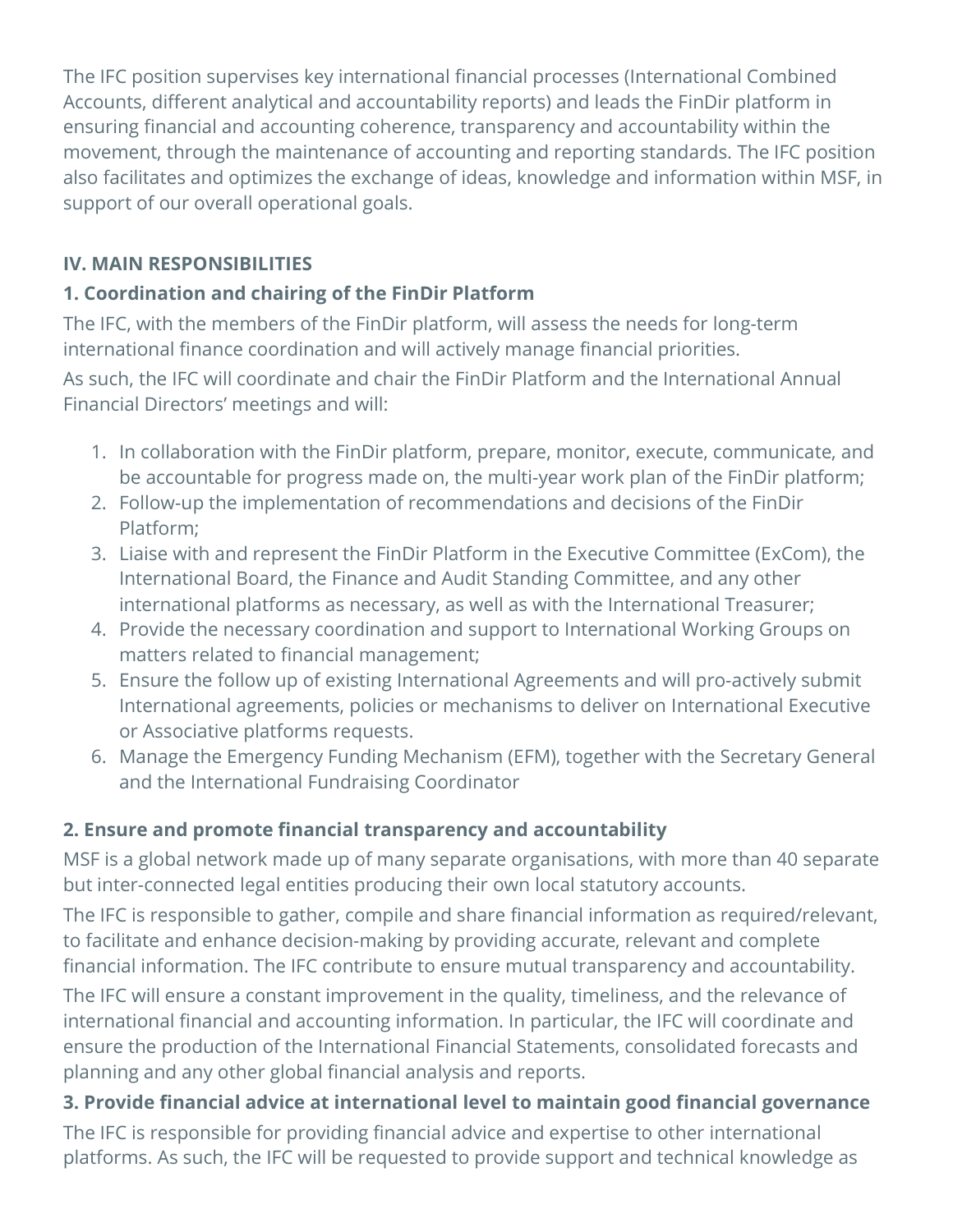The IFC position supervises key international financial processes (International Combined Accounts, different analytical and accountability reports) and leads the FinDir platform in ensuring financial and accounting coherence, transparency and accountability within the movement, through the maintenance of accounting and reporting standards. The IFC position also facilitates and optimizes the exchange of ideas, knowledge and information within MSF, in support of our overall operational goals.

## IV. MAIN RESPONSIBILITIES

### 1. Coordination and chairing of the FinDir Platform

The IFC, with the members of the FinDir platform, will assess the needs for long-term international finance coordination and will actively manage financial priorities.

As such, the IFC will coordinate and chair the FinDir Platform and the International Annual Financial Directors' meetings and will:

1. In collaboration with the FinDir platform, prepare, monitor, execute, communicate, and be accountable for progress made on, the multi-year work plan of the FinDir platform;
2. Follow-up the implementation of recommendations and decisions of the FinDir Platform;
3. Liaise with and represent the FinDir Platform in the Executive Committee (ExCom), the International Board, the Finance and Audit Standing Committee, and any other international platforms as necessary, as well as with the International Treasurer;
4. Provide the necessary coordination and support to International Working Groups on matters related to financial management;
5. Ensure the follow up of existing International Agreements and will pro-actively submit International agreements, policies or mechanisms to deliver on International Executive or Associative platforms requests.
6. Manage the Emergency Funding Mechanism (EFM), together with the Secretary General and the International Fundraising Coordinator

### 2. Ensure and promote financial transparency and accountability

MSF is a global network made up of many separate organisations, with more than 40 separate but inter-connected legal entities producing their own local statutory accounts.

The IFC is responsible to gather, compile and share financial information as required/relevant, to facilitate and enhance decision-making by providing accurate, relevant and complete financial information. The IFC contribute to ensure mutual transparency and accountability.

The IFC will ensure a constant improvement in the quality, timeliness, and the relevance of international financial and accounting information. In particular, the IFC will coordinate and ensure the production of the International Financial Statements, consolidated forecasts and planning and any other global financial analysis and reports.

### 3. Provide financial advice at international level to maintain good financial governance

The IFC is responsible for providing financial advice and expertise to other international platforms. As such, the IFC will be requested to provide support and technical knowledge as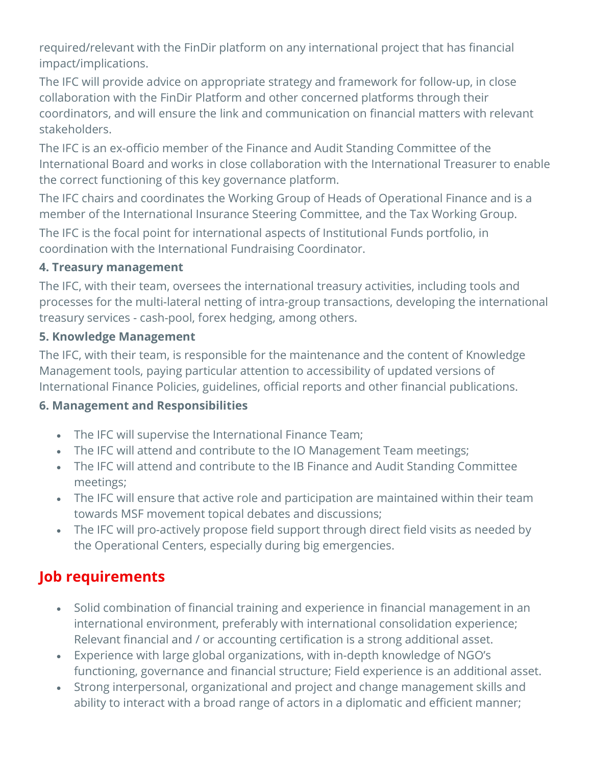required/relevant with the FinDir platform on any international project that has financial impact/implications.

The IFC will provide advice on appropriate strategy and framework for follow-up, in close collaboration with the FinDir Platform and other concerned platforms through their coordinators, and will ensure the link and communication on financial matters with relevant stakeholders.

The IFC is an ex-officio member of the Finance and Audit Standing Committee of the International Board and works in close collaboration with the International Treasurer to enable the correct functioning of this key governance platform.

The IFC chairs and coordinates the Working Group of Heads of Operational Finance and is a member of the International Insurance Steering Committee, and the Tax Working Group.

The IFC is the focal point for international aspects of Institutional Funds portfolio, in coordination with the International Fundraising Coordinator.

**4. Treasury management**

The IFC, with their team, oversees the international treasury activities, including tools and processes for the multi-lateral netting of intra-group transactions, developing the international treasury services - cash-pool, forex hedging, among others.

**5. Knowledge Management**

The IFC, with their team, is responsible for the maintenance and the content of Knowledge Management tools, paying particular attention to accessibility of updated versions of International Finance Policies, guidelines, official reports and other financial publications.

**6. Management and Responsibilities**

- The IFC will supervise the International Finance Team;
- The IFC will attend and contribute to the IO Management Team meetings;
- The IFC will attend and contribute to the IB Finance and Audit Standing Committee meetings;
- The IFC will ensure that active role and participation are maintained within their team towards MSF movement topical debates and discussions;
- The IFC will pro-actively propose field support through direct field visits as needed by the Operational Centers, especially during big emergencies.

## Job requirements

- Solid combination of financial training and experience in financial management in an international environment, preferably with international consolidation experience; Relevant financial and / or accounting certification is a strong additional asset.
- Experience with large global organizations, with in-depth knowledge of NGO's functioning, governance and financial structure; Field experience is an additional asset.
- Strong interpersonal, organizational and project and change management skills and ability to interact with a broad range of actors in a diplomatic and efficient manner;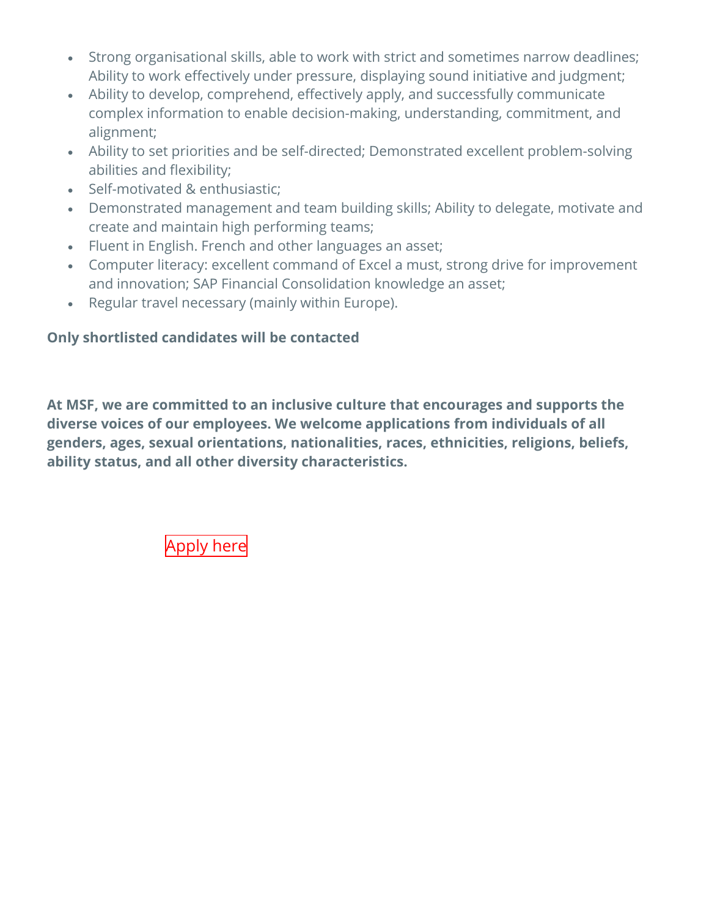- Strong organisational skills, able to work with strict and sometimes narrow deadlines; Ability to work effectively under pressure, displaying sound initiative and judgment;
- Ability to develop, comprehend, effectively apply, and successfully communicate complex information to enable decision-making, understanding, commitment, and alignment;
- Ability to set priorities and be self-directed; Demonstrated excellent problem-solving abilities and flexibility;
- Self-motivated & enthusiastic;
- Demonstrated management and team building skills; Ability to delegate, motivate and create and maintain high performing teams;
- Fluent in English. French and other languages an asset;
- Computer literacy: excellent command of Excel a must, strong drive for improvement and innovation; SAP Financial Consolidation knowledge an asset;
- Regular travel necessary (mainly within Europe).

**Only shortlisted candidates will be contacted**

**At MSF, we are committed to an inclusive culture that encourages and supports the diverse voices of our employees. We welcome applications from individuals of all genders, ages, sexual orientations, nationalities, races, ethnicities, religions, beliefs, ability status, and all other diversity characteristics.**

Apply here